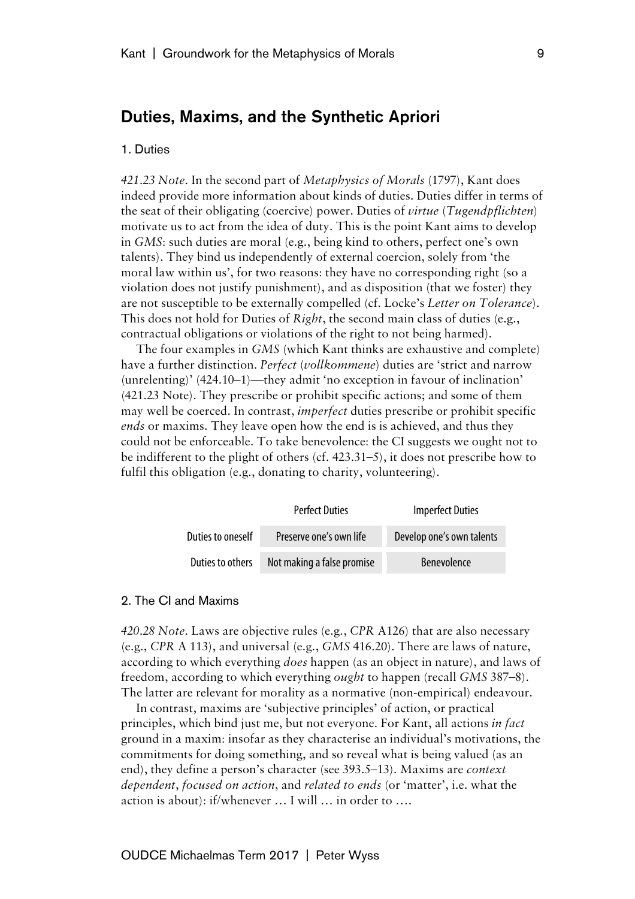## Duties, Maxims, and the Synthetic Apriori

### 1. Duties

*421.23 Note*. In the second part of *Metaphysics of Morals* (1797), Kant does indeed provide more information about kinds of duties. Duties differ in terms of the seat of their obligating (coercive) power. Duties of *virtue* (*Tugendpflichten*) motivate us to act from the idea of duty. This is the point Kant aims to develop in *GMS*: such duties are moral (e.g., being kind to others, perfect one's own talents). They bind us independently of external coercion, solely from 'the moral law within us', for two reasons: they have no corresponding right (so a violation does not justify punishment), and as disposition (that we foster) they are not susceptible to be externally compelled (cf. Locke's *Letter on Tolerance*). This does not hold for Duties of *Right*, the second main class of duties (e.g., contractual obligations or violations of the right to not being harmed).

The four examples in *GMS* (which Kant thinks are exhaustive and complete) have a further distinction. *Perfect* (*vollkommene*) duties are 'strict and narrow (unrelenting)' (424.10–1)—they admit 'no exception in favour of inclination' (421.23 Note). They prescribe or prohibit specific actions; and some of them may well be coerced. In contrast, *imperfect* duties prescribe or prohibit specific *ends* or maxims. They leave open how the end is is achieved, and thus they could not be enforceable. To take benevolence: the CI suggests we ought not to be indifferent to the plight of others (cf. 423.31–5), it does not prescribe how to fulfil this obligation (e.g., donating to charity, volunteering).

| | Perfect Duties | Imperfect Duties |
|---|---|---|
| Duties to oneself | Preserve one's own life | Develop one's own talents |
| Duties to others | Not making a false promise | Benevolence |

### 2. The CI and Maxims

*420.28 Note*. Laws are objective rules (e.g., *CPR* A126) that are also necessary (e.g., *CPR* A 113), and universal (e.g., *GMS* 416.20). There are laws of nature, according to which everything *does* happen (as an object in nature), and laws of freedom, according to which everything *ought* to happen (recall *GMS* 387–8). The latter are relevant for morality as a normative (non-empirical) endeavour.

In contrast, maxims are 'subjective principles' of action, or practical principles, which bind just me, but not everyone. For Kant, all actions *in fact* ground in a maxim: insofar as they characterise an individual's motivations, the commitments for doing something, and so reveal what is being valued (as an end), they define a person's character (see 393.5–13). Maxims are *context dependent*, *focused on action*, and *related to ends* (or 'matter', i.e. what the action is about): if/whenever … I will … in order to ….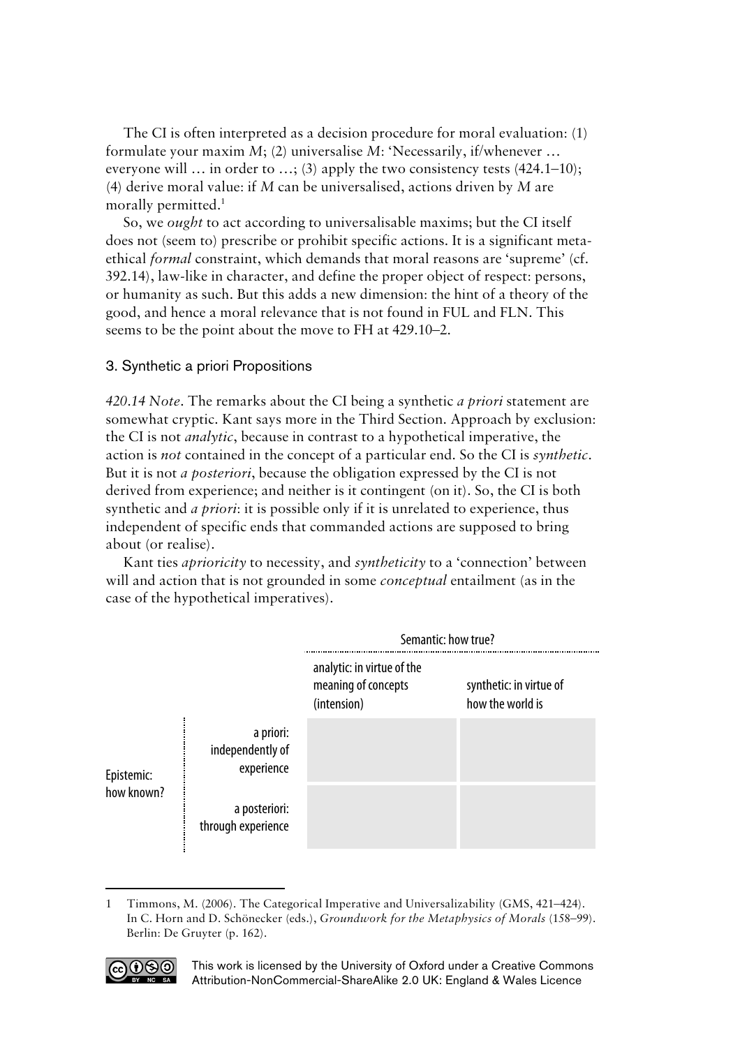The CI is often interpreted as a decision procedure for moral evaluation: (1) formulate your maxim *M*; (2) universalise *M*: 'Necessarily, if/whenever … everyone will … in order to …; (3) apply the two consistency tests (424.1–10); (4) derive moral value: if *M* can be universalised, actions driven by *M* are morally permitted.[1]

So, we *ought* to act according to universalisable maxims; but the CI itself does not (seem to) prescribe or prohibit specific actions. It is a significant meta-ethical *formal* constraint, which demands that moral reasons are 'supreme' (cf. 392.14), law-like in character, and define the proper object of respect: persons, or humanity as such. But this adds a new dimension: the hint of a theory of the good, and hence a moral relevance that is not found in FUL and FLN. This seems to be the point about the move to FH at 429.10–2.

### 3. Synthetic a priori Propositions

*420.14 Note*. The remarks about the CI being a synthetic *a priori* statement are somewhat cryptic. Kant says more in the Third Section. Approach by exclusion: the CI is not *analytic*, because in contrast to a hypothetical imperative, the action is *not* contained in the concept of a particular end. So the CI is *synthetic*. But it is not *a posteriori*, because the obligation expressed by the CI is not derived from experience; and neither is it contingent (on it). So, the CI is both synthetic and *a priori*: it is possible only if it is unrelated to experience, thus independent of specific ends that commanded actions are supposed to bring about (or realise).

Kant ties *aprioricity* to necessity, and *syntheticity* to a 'connection' between will and action that is not grounded in some *conceptual* entailment (as in the case of the hypothetical imperatives).

| | | Semantic: how true? | |
|---|---|---|---|
| | | analytic: in virtue of the meaning of concepts (intension) | synthetic: in virtue of how the world is |
| Epistemic: how known? | a priori: independently of experience | | |
| | a posteriori: through experience | | |

1 Timmons, M. (2006). The Categorical Imperative and Universalizability (GMS, 421–424). In C. Horn and D. Schönecker (eds.), *Groundwork for the Metaphysics of Morals* (158–99). Berlin: De Gruyter (p. 162).

This work is licensed by the University of Oxford under a Creative Commons Attribution-NonCommercial-ShareAlike 2.0 UK: England & Wales Licence